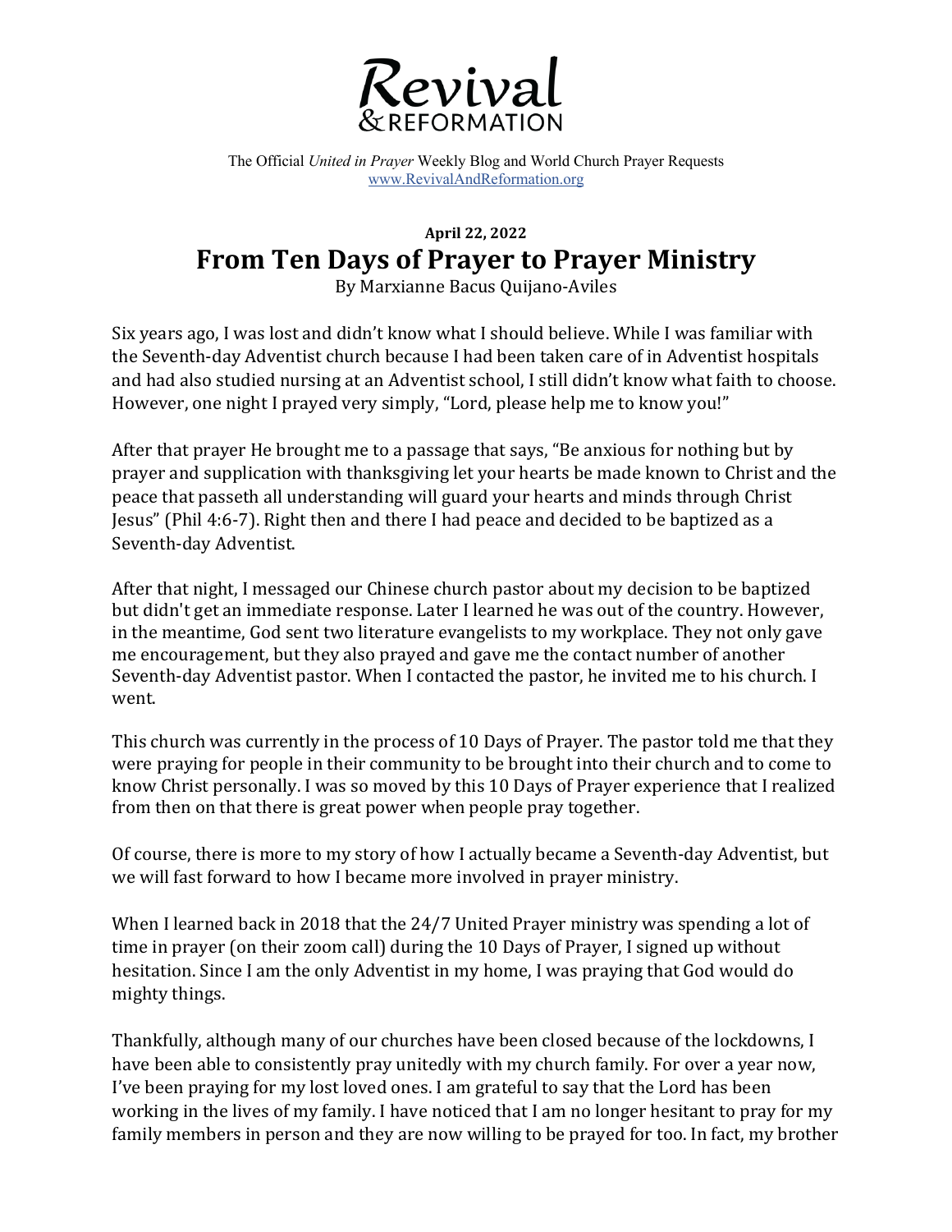# Revival & REFORMATION

The Official *United in Prayer* Weekly Blog and World Church Prayer Requests
www.RevivalAndReformation.org

**April 22, 2022**

## From Ten Days of Prayer to Prayer Ministry

By Marxianne Bacus Quijano-Aviles

Six years ago, I was lost and didn't know what I should believe. While I was familiar with the Seventh-day Adventist church because I had been taken care of in Adventist hospitals and had also studied nursing at an Adventist school, I still didn't know what faith to choose. However, one night I prayed very simply, "Lord, please help me to know you!"

After that prayer He brought me to a passage that says, "Be anxious for nothing but by prayer and supplication with thanksgiving let your hearts be made known to Christ and the peace that passeth all understanding will guard your hearts and minds through Christ Jesus" (Phil 4:6-7). Right then and there I had peace and decided to be baptized as a Seventh-day Adventist.

After that night, I messaged our Chinese church pastor about my decision to be baptized but didn't get an immediate response. Later I learned he was out of the country. However, in the meantime, God sent two literature evangelists to my workplace. They not only gave me encouragement, but they also prayed and gave me the contact number of another Seventh-day Adventist pastor. When I contacted the pastor, he invited me to his church. I went.

This church was currently in the process of 10 Days of Prayer. The pastor told me that they were praying for people in their community to be brought into their church and to come to know Christ personally. I was so moved by this 10 Days of Prayer experience that I realized from then on that there is great power when people pray together.

Of course, there is more to my story of how I actually became a Seventh-day Adventist, but we will fast forward to how I became more involved in prayer ministry.

When I learned back in 2018 that the 24/7 United Prayer ministry was spending a lot of time in prayer (on their zoom call) during the 10 Days of Prayer, I signed up without hesitation. Since I am the only Adventist in my home, I was praying that God would do mighty things.

Thankfully, although many of our churches have been closed because of the lockdowns, I have been able to consistently pray unitedly with my church family. For over a year now, I've been praying for my lost loved ones. I am grateful to say that the Lord has been working in the lives of my family. I have noticed that I am no longer hesitant to pray for my family members in person and they are now willing to be prayed for too. In fact, my brother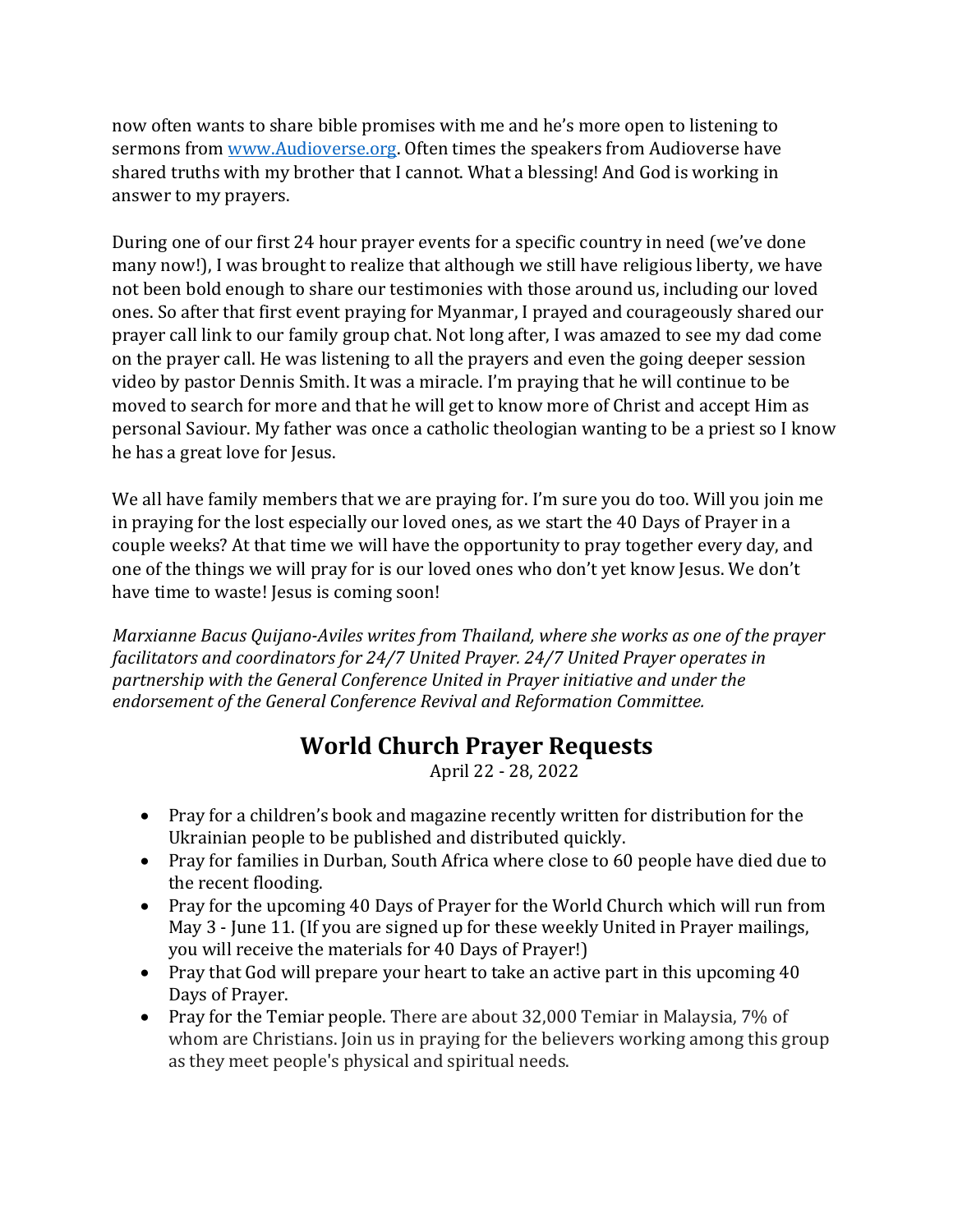now often wants to share bible promises with me and he's more open to listening to sermons from [www.Audioverse.org](http://www.Audioverse.org). Often times the speakers from Audioverse have shared truths with my brother that I cannot. What a blessing! And God is working in answer to my prayers.

During one of our first 24 hour prayer events for a specific country in need (we've done many now!), I was brought to realize that although we still have religious liberty, we have not been bold enough to share our testimonies with those around us, including our loved ones. So after that first event praying for Myanmar, I prayed and courageously shared our prayer call link to our family group chat. Not long after, I was amazed to see my dad come on the prayer call. He was listening to all the prayers and even the going deeper session video by pastor Dennis Smith. It was a miracle. I'm praying that he will continue to be moved to search for more and that he will get to know more of Christ and accept Him as personal Saviour. My father was once a catholic theologian wanting to be a priest so I know he has a great love for Jesus.

We all have family members that we are praying for. I'm sure you do too. Will you join me in praying for the lost especially our loved ones, as we start the 40 Days of Prayer in a couple weeks? At that time we will have the opportunity to pray together every day, and one of the things we will pray for is our loved ones who don't yet know Jesus. We don't have time to waste! Jesus is coming soon!

*Marxianne Bacus Quijano-Aviles writes from Thailand, where she works as one of the prayer facilitators and coordinators for 24/7 United Prayer. 24/7 United Prayer operates in partnership with the General Conference United in Prayer initiative and under the endorsement of the General Conference Revival and Reformation Committee.*

## World Church Prayer Requests

April 22 - 28, 2022

- Pray for a children's book and magazine recently written for distribution for the Ukrainian people to be published and distributed quickly.
- Pray for families in Durban, South Africa where close to 60 people have died due to the recent flooding.
- Pray for the upcoming 40 Days of Prayer for the World Church which will run from May 3 - June 11. (If you are signed up for these weekly United in Prayer mailings, you will receive the materials for 40 Days of Prayer!)
- Pray that God will prepare your heart to take an active part in this upcoming 40 Days of Prayer.
- Pray for the Temiar people. There are about 32,000 Temiar in Malaysia, 7% of whom are Christians. Join us in praying for the believers working among this group as they meet people's physical and spiritual needs.